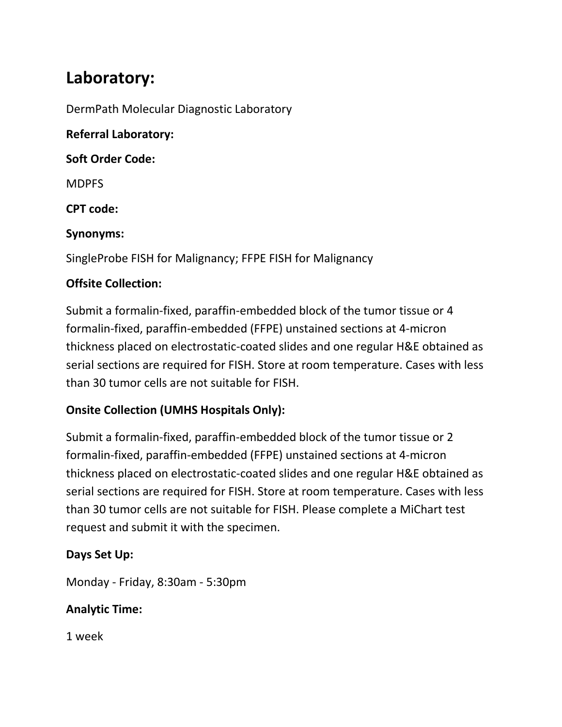## Laboratory:

DermPath Molecular Diagnostic Laboratory

**Referral Laboratory:**

**Soft Order Code:**

MDPFS

**CPT code:**

**Synonyms:**

SingleProbe FISH for Malignancy; FFPE FISH for Malignancy

**Offsite Collection:**

Submit a formalin-fixed, paraffin-embedded block of the tumor tissue or 4 formalin-fixed, paraffin-embedded (FFPE) unstained sections at 4-micron thickness placed on electrostatic-coated slides and one regular H&E obtained as serial sections are required for FISH. Store at room temperature. Cases with less than 30 tumor cells are not suitable for FISH.

**Onsite Collection (UMHS Hospitals Only):**

Submit a formalin-fixed, paraffin-embedded block of the tumor tissue or 2 formalin-fixed, paraffin-embedded (FFPE) unstained sections at 4-micron thickness placed on electrostatic-coated slides and one regular H&E obtained as serial sections are required for FISH. Store at room temperature. Cases with less than 30 tumor cells are not suitable for FISH. Please complete a MiChart test request and submit it with the specimen.

**Days Set Up:**

Monday - Friday, 8:30am - 5:30pm

**Analytic Time:**

1 week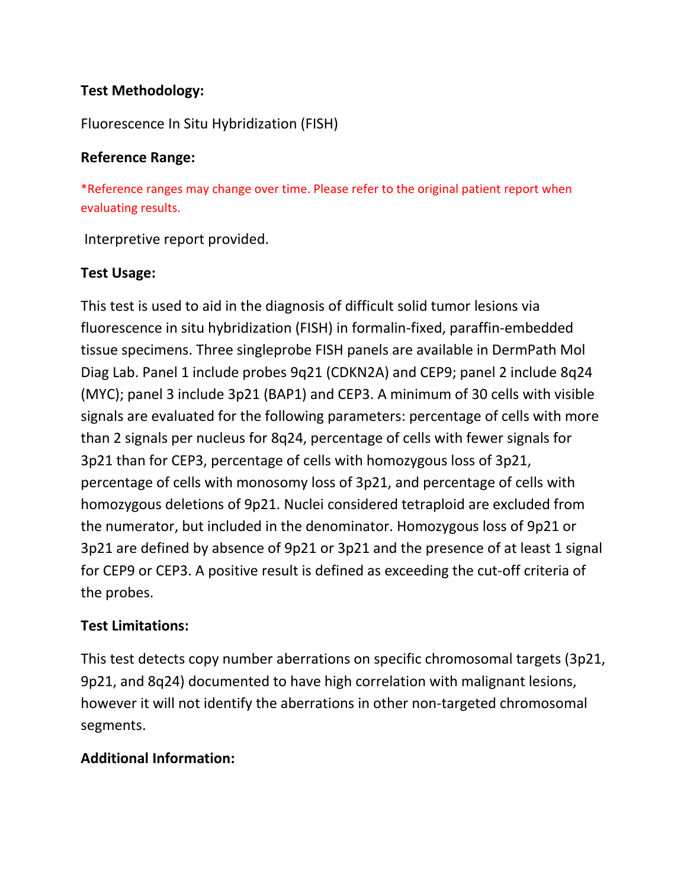**Test Methodology:**

Fluorescence In Situ Hybridization (FISH)

**Reference Range:**

*Reference ranges may change over time. Please refer to the original patient report when evaluating results.

Interpretive report provided.

**Test Usage:**

This test is used to aid in the diagnosis of difficult solid tumor lesions via fluorescence in situ hybridization (FISH) in formalin-fixed, paraffin-embedded tissue specimens. Three singleprobe FISH panels are available in DermPath Mol Diag Lab. Panel 1 include probes 9q21 (CDKN2A) and CEP9; panel 2 include 8q24 (MYC); panel 3 include 3p21 (BAP1) and CEP3. A minimum of 30 cells with visible signals are evaluated for the following parameters: percentage of cells with more than 2 signals per nucleus for 8q24, percentage of cells with fewer signals for 3p21 than for CEP3, percentage of cells with homozygous loss of 3p21, percentage of cells with monosomy loss of 3p21, and percentage of cells with homozygous deletions of 9p21. Nuclei considered tetraploid are excluded from the numerator, but included in the denominator. Homozygous loss of 9p21 or 3p21 are defined by absence of 9p21 or 3p21 and the presence of at least 1 signal for CEP9 or CEP3. A positive result is defined as exceeding the cut-off criteria of the probes.

**Test Limitations:**

This test detects copy number aberrations on specific chromosomal targets (3p21, 9p21, and 8q24) documented to have high correlation with malignant lesions, however it will not identify the aberrations in other non-targeted chromosomal segments.

**Additional Information:**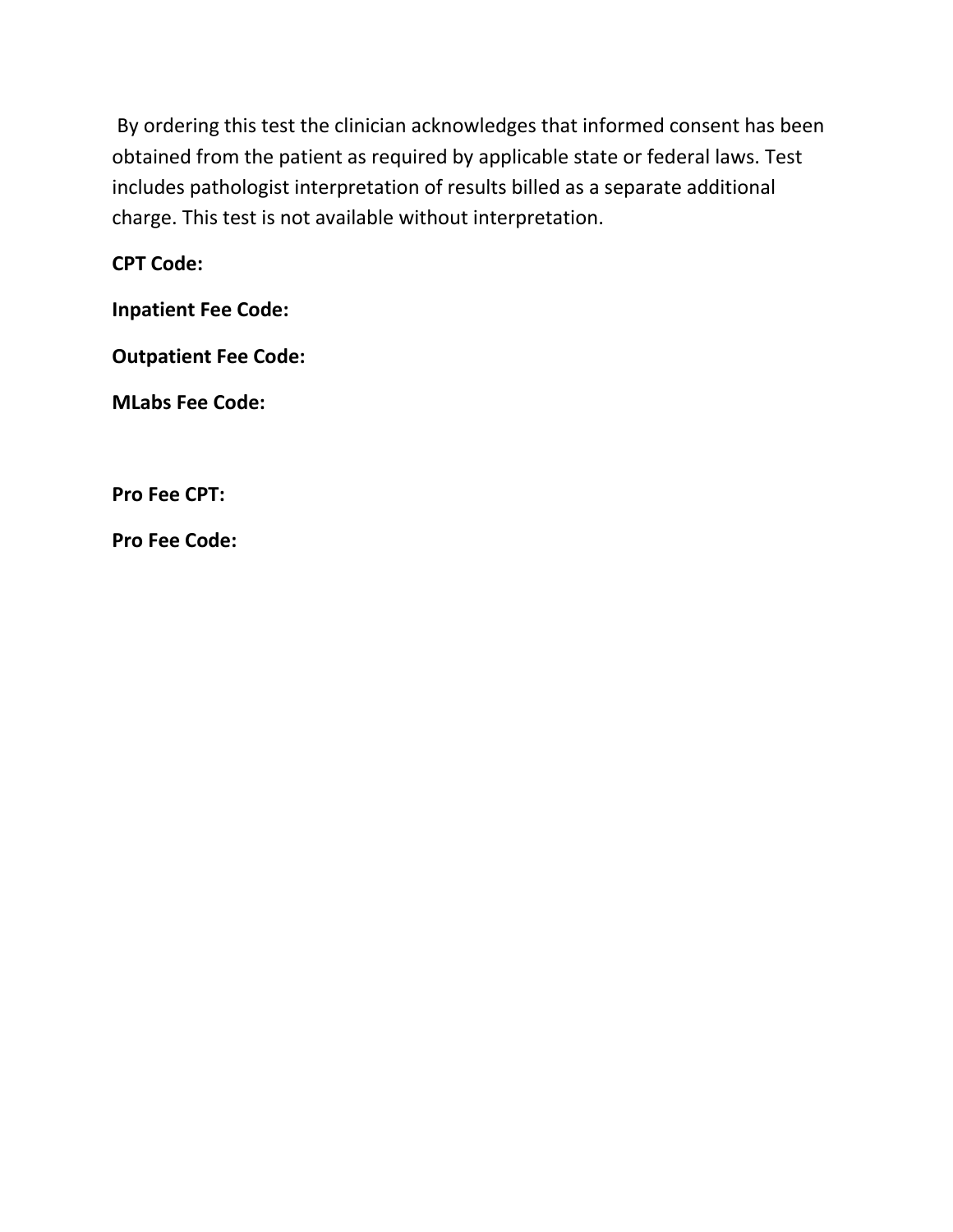By ordering this test the clinician acknowledges that informed consent has been obtained from the patient as required by applicable state or federal laws. Test includes pathologist interpretation of results billed as a separate additional charge. This test is not available without interpretation.

**CPT Code:**

**Inpatient Fee Code:**

**Outpatient Fee Code:**

**MLabs Fee Code:**

**Pro Fee CPT:**

**Pro Fee Code:**